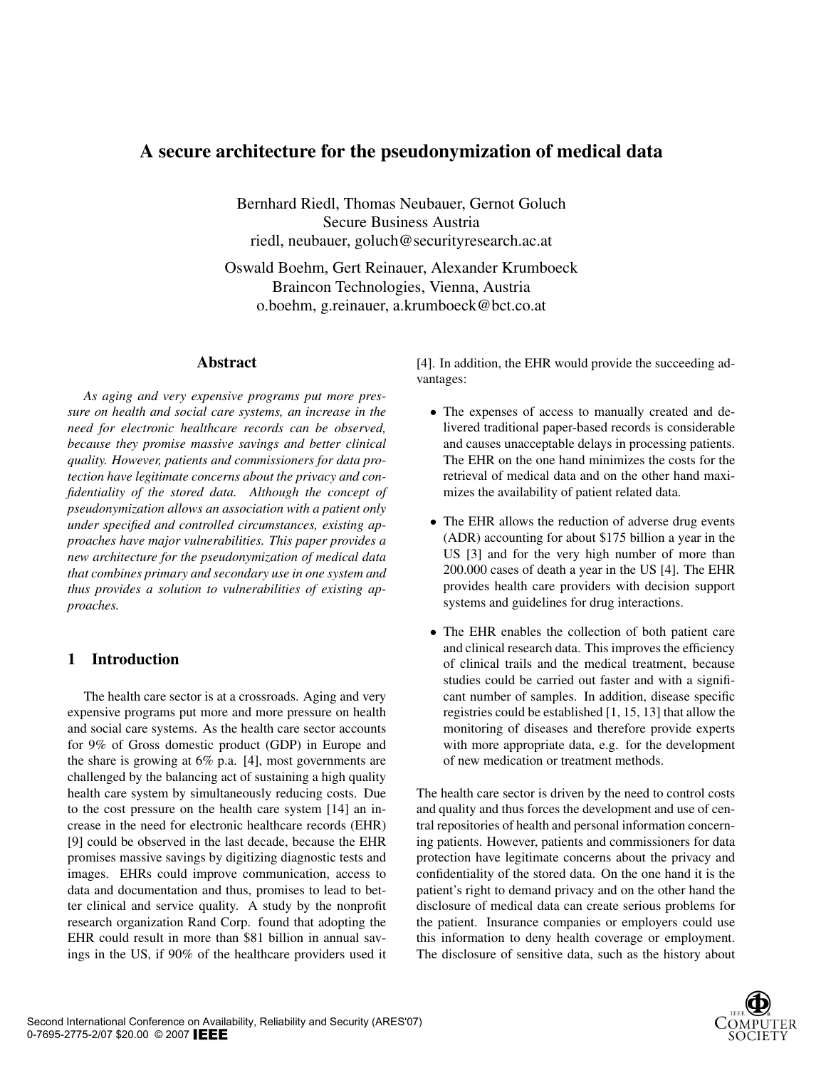# A secure architecture for the pseudonymization of medical data

Bernhard Riedl, Thomas Neubauer, Gernot Goluch
Secure Business Austria
riedl, neubauer, goluch@securityresearch.ac.at

Oswald Boehm, Gert Reinauer, Alexander Krumboeck
Braincon Technologies, Vienna, Austria
o.boehm, g.reinauer, a.krumboeck@bct.co.at

## Abstract

*As aging and very expensive programs put more pressure on health and social care systems, an increase in the need for electronic healthcare records can be observed, because they promise massive savings and better clinical quality. However, patients and commissioners for data protection have legitimate concerns about the privacy and confidentiality of the stored data. Although the concept of pseudonymization allows an association with a patient only under specified and controlled circumstances, existing approaches have major vulnerabilities. This paper provides a new architecture for the pseudonymization of medical data that combines primary and secondary use in one system and thus provides a solution to vulnerabilities of existing approaches.*

## 1 Introduction

The health care sector is at a crossroads. Aging and very expensive programs put more and more pressure on health and social care systems. As the health care sector accounts for 9% of Gross domestic product (GDP) in Europe and the share is growing at 6% p.a. [4], most governments are challenged by the balancing act of sustaining a high quality health care system by simultaneously reducing costs. Due to the cost pressure on the health care system [14] an increase in the need for electronic healthcare records (EHR) [9] could be observed in the last decade, because the EHR promises massive savings by digitizing diagnostic tests and images. EHRs could improve communication, access to data and documentation and thus, promises to lead to better clinical and service quality. A study by the nonprofit research organization Rand Corp. found that adopting the EHR could result in more than $81 billion in annual savings in the US, if 90% of the healthcare providers used it [4]. In addition, the EHR would provide the succeeding advantages:

- The expenses of access to manually created and delivered traditional paper-based records is considerable and causes unacceptable delays in processing patients. The EHR on the one hand minimizes the costs for the retrieval of medical data and on the other hand maximizes the availability of patient related data.
- The EHR allows the reduction of adverse drug events (ADR) accounting for about $175 billion a year in the US [3] and for the very high number of more than 200.000 cases of death a year in the US [4]. The EHR provides health care providers with decision support systems and guidelines for drug interactions.
- The EHR enables the collection of both patient care and clinical research data. This improves the efficiency of clinical trails and the medical treatment, because studies could be carried out faster and with a significant number of samples. In addition, disease specific registries could be established [1, 15, 13] that allow the monitoring of diseases and therefore provide experts with more appropriate data, e.g. for the development of new medication or treatment methods.

The health care sector is driven by the need to control costs and quality and thus forces the development and use of central repositories of health and personal information concerning patients. However, patients and commissioners for data protection have legitimate concerns about the privacy and confidentiality of the stored data. On the one hand it is the patient's right to demand privacy and on the other hand the disclosure of medical data can create serious problems for the patient. Insurance companies or employers could use this information to deny health coverage or employment. The disclosure of sensitive data, such as the history about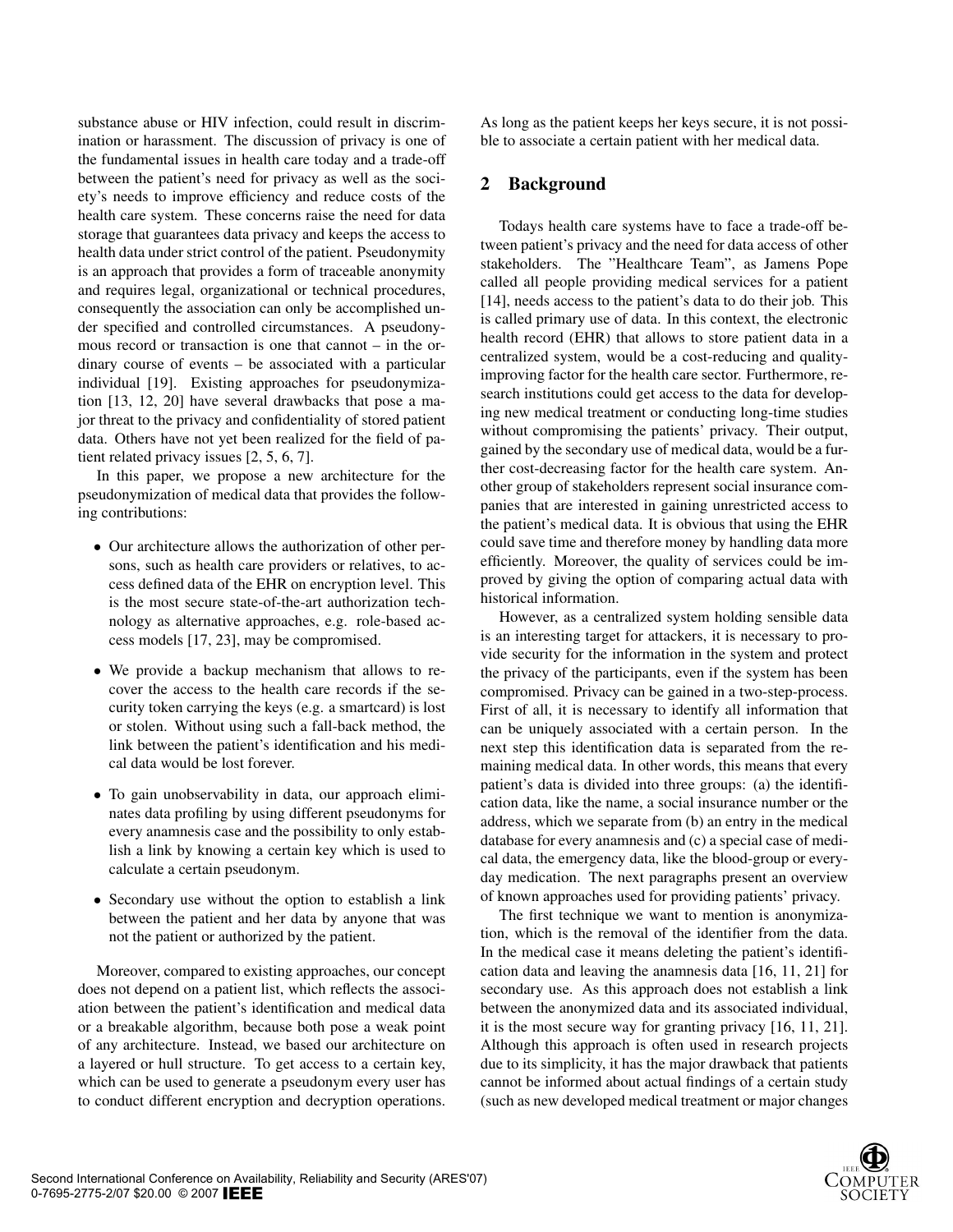substance abuse or HIV infection, could result in discrimination or harassment. The discussion of privacy is one of the fundamental issues in health care today and a trade-off between the patient's need for privacy as well as the society's needs to improve efficiency and reduce costs of the health care system. These concerns raise the need for data storage that guarantees data privacy and keeps the access to health data under strict control of the patient. Pseudonymity is an approach that provides a form of traceable anonymity and requires legal, organizational or technical procedures, consequently the association can only be accomplished under specified and controlled circumstances. A pseudonymous record or transaction is one that cannot – in the ordinary course of events – be associated with a particular individual [19]. Existing approaches for pseudonymization [13, 12, 20] have several drawbacks that pose a major threat to the privacy and confidentiality of stored patient data. Others have not yet been realized for the field of patient related privacy issues [2, 5, 6, 7].

In this paper, we propose a new architecture for the pseudonymization of medical data that provides the following contributions:

- Our architecture allows the authorization of other persons, such as health care providers or relatives, to access defined data of the EHR on encryption level. This is the most secure state-of-the-art authorization technology as alternative approaches, e.g. role-based access models [17, 23], may be compromised.
- We provide a backup mechanism that allows to recover the access to the health care records if the security token carrying the keys (e.g. a smartcard) is lost or stolen. Without using such a fall-back method, the link between the patient's identification and his medical data would be lost forever.
- To gain unobservability in data, our approach eliminates data profiling by using different pseudonyms for every anamnesis case and the possibility to only establish a link by knowing a certain key which is used to calculate a certain pseudonym.
- Secondary use without the option to establish a link between the patient and her data by anyone that was not the patient or authorized by the patient.

Moreover, compared to existing approaches, our concept does not depend on a patient list, which reflects the association between the patient's identification and medical data or a breakable algorithm, because both pose a weak point of any architecture. Instead, we based our architecture on a layered or hull structure. To get access to a certain key, which can be used to generate a pseudonym every user has to conduct different encryption and decryption operations. As long as the patient keeps her keys secure, it is not possible to associate a certain patient with her medical data.

## 2 Background

Todays health care systems have to face a trade-off between patient's privacy and the need for data access of other stakeholders. The "Healthcare Team", as Jamens Pope called all people providing medical services for a patient [14], needs access to the patient's data to do their job. This is called primary use of data. In this context, the electronic health record (EHR) that allows to store patient data in a centralized system, would be a cost-reducing and quality-improving factor for the health care sector. Furthermore, research institutions could get access to the data for developing new medical treatment or conducting long-time studies without compromising the patients' privacy. Their output, gained by the secondary use of medical data, would be a further cost-decreasing factor for the health care system. Another group of stakeholders represent social insurance companies that are interested in gaining unrestricted access to the patient's medical data. It is obvious that using the EHR could save time and therefore money by handling data more efficiently. Moreover, the quality of services could be improved by giving the option of comparing actual data with historical information.

However, as a centralized system holding sensible data is an interesting target for attackers, it is necessary to provide security for the information in the system and protect the privacy of the participants, even if the system has been compromised. Privacy can be gained in a two-step-process. First of all, it is necessary to identify all information that can be uniquely associated with a certain person. In the next step this identification data is separated from the remaining medical data. In other words, this means that every patient's data is divided into three groups: (a) the identification data, like the name, a social insurance number or the address, which we separate from (b) an entry in the medical database for every anamnesis and (c) a special case of medical data, the emergency data, like the blood-group or everyday medication. The next paragraphs present an overview of known approaches used for providing patients' privacy.

The first technique we want to mention is anonymization, which is the removal of the identifier from the data. In the medical case it means deleting the patient's identification data and leaving the anamnesis data [16, 11, 21] for secondary use. As this approach does not establish a link between the anonymized data and its associated individual, it is the most secure way for granting privacy [16, 11, 21]. Although this approach is often used in research projects due to its simplicity, it has the major drawback that patients cannot be informed about actual findings of a certain study (such as new developed medical treatment or major changes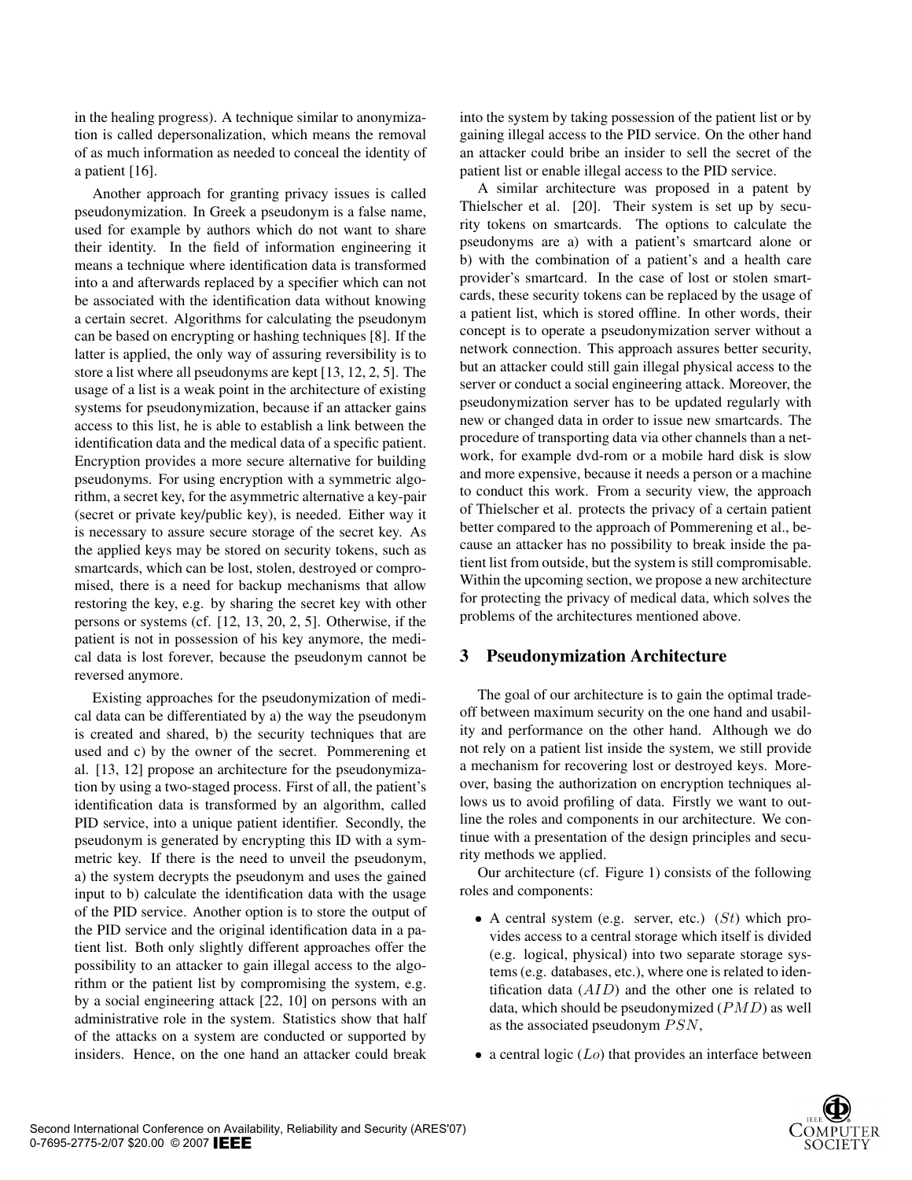in the healing progress). A technique similar to anonymization is called depersonalization, which means the removal of as much information as needed to conceal the identity of a patient [16].

Another approach for granting privacy issues is called pseudonymization. In Greek a pseudonym is a false name, used for example by authors which do not want to share their identity. In the field of information engineering it means a technique where identification data is transformed into a and afterwards replaced by a specifier which can not be associated with the identification data without knowing a certain secret. Algorithms for calculating the pseudonym can be based on encrypting or hashing techniques [8]. If the latter is applied, the only way of assuring reversibility is to store a list where all pseudonyms are kept [13, 12, 2, 5]. The usage of a list is a weak point in the architecture of existing systems for pseudonymization, because if an attacker gains access to this list, he is able to establish a link between the identification data and the medical data of a specific patient. Encryption provides a more secure alternative for building pseudonyms. For using encryption with a symmetric algorithm, a secret key, for the asymmetric alternative a key-pair (secret or private key/public key), is needed. Either way it is necessary to assure secure storage of the secret key. As the applied keys may be stored on security tokens, such as smartcards, which can be lost, stolen, destroyed or compromised, there is a need for backup mechanisms that allow restoring the key, e.g. by sharing the secret key with other persons or systems (cf. [12, 13, 20, 2, 5]. Otherwise, if the patient is not in possession of his key anymore, the medical data is lost forever, because the pseudonym cannot be reversed anymore.

Existing approaches for the pseudonymization of medical data can be differentiated by a) the way the pseudonym is created and shared, b) the security techniques that are used and c) by the owner of the secret. Pommerening et al. [13, 12] propose an architecture for the pseudonymization by using a two-staged process. First of all, the patient's identification data is transformed by an algorithm, called PID service, into a unique patient identifier. Secondly, the pseudonym is generated by encrypting this ID with a symmetric key. If there is the need to unveil the pseudonym, a) the system decrypts the pseudonym and uses the gained input to b) calculate the identification data with the usage of the PID service. Another option is to store the output of the PID service and the original identification data in a patient list. Both only slightly different approaches offer the possibility to an attacker to gain illegal access to the algorithm or the patient list by compromising the system, e.g. by a social engineering attack [22, 10] on persons with an administrative role in the system. Statistics show that half of the attacks on a system are conducted or supported by insiders. Hence, on the one hand an attacker could break into the system by taking possession of the patient list or by gaining illegal access to the PID service. On the other hand an attacker could bribe an insider to sell the secret of the patient list or enable illegal access to the PID service.

A similar architecture was proposed in a patent by Thielscher et al. [20]. Their system is set up by security tokens on smartcards. The options to calculate the pseudonyms are a) with a patient's smartcard alone or b) with the combination of a patient's and a health care provider's smartcard. In the case of lost or stolen smartcards, these security tokens can be replaced by the usage of a patient list, which is stored offline. In other words, their concept is to operate a pseudonymization server without a network connection. This approach assures better security, but an attacker could still gain illegal physical access to the server or conduct a social engineering attack. Moreover, the pseudonymization server has to be updated regularly with new or changed data in order to issue new smartcards. The procedure of transporting data via other channels than a network, for example dvd-rom or a mobile hard disk is slow and more expensive, because it needs a person or a machine to conduct this work. From a security view, the approach of Thielscher et al. protects the privacy of a certain patient better compared to the approach of Pommerening et al., because an attacker has no possibility to break inside the patient list from outside, but the system is still compromisable. Within the upcoming section, we propose a new architecture for protecting the privacy of medical data, which solves the problems of the architectures mentioned above.

## 3 Pseudonymization Architecture

The goal of our architecture is to gain the optimal tradeoff between maximum security on the one hand and usability and performance on the other hand. Although we do not rely on a patient list inside the system, we still provide a mechanism for recovering lost or destroyed keys. Moreover, basing the authorization on encryption techniques allows us to avoid profiling of data. Firstly we want to outline the roles and components in our architecture. We continue with a presentation of the design principles and security methods we applied.

Our architecture (cf. Figure 1) consists of the following roles and components:

- A central system (e.g. server, etc.) ($St$) which provides access to a central storage which itself is divided (e.g. logical, physical) into two separate storage systems (e.g. databases, etc.), where one is related to identification data ($AID$) and the other one is related to data, which should be pseudonymized ($PMD$) as well as the associated pseudonym $PSN$,
- a central logic ($Lo$) that provides an interface between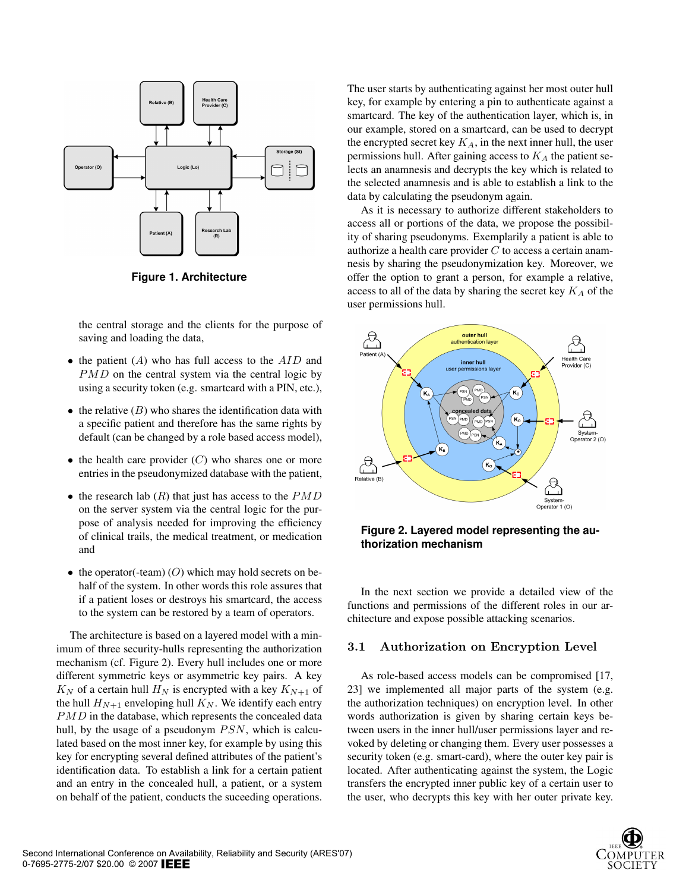Figure 1. Architecture

the central storage and the clients for the purpose of saving and loading the data,

- the patient ($A$) who has full access to the $AID$ and $PMD$ on the central system via the central logic by using a security token (e.g. smartcard with a PIN, etc.),
- the relative ($B$) who shares the identification data with a specific patient and therefore has the same rights by default (can be changed by a role based access model),
- the health care provider ($C$) who shares one or more entries in the pseudonymized database with the patient,
- the research lab ($R$) that just has access to the $PMD$ on the server system via the central logic for the purpose of analysis needed for improving the efficiency of clinical trails, the medical treatment, or medication and
- the operator(-team) ($O$) which may hold secrets on behalf of the system. In other words this role assures that if a patient loses or destroys his smartcard, the access to the system can be restored by a team of operators.

The architecture is based on a layered model with a minimum of three security-hulls representing the authorization mechanism (cf. Figure 2). Every hull includes one or more different symmetric keys or asymmetric key pairs. A key $K_N$ of a certain hull $H_N$ is encrypted with a key $K_{N+1}$ of the hull $H_{N+1}$ enveloping hull $K_N$. We identify each entry $PMD$ in the database, which represents the concealed data hull, by the usage of a pseudonym $PSN$, which is calculated based on the most inner key, for example by using this key for encrypting several defined attributes of the patient's identification data. To establish a link for a certain patient and an entry in the concealed hull, a patient, or a system on behalf of the patient, conducts the suceeding operations.

The user starts by authenticating against her most outer hull key, for example by entering a pin to authenticate against a smartcard. The key of the authentication layer, which is, in our example, stored on a smartcard, can be used to decrypt the encrypted secret key $K_A$, in the next inner hull, the user permissions hull. After gaining access to $K_A$ the patient selects an anamnesis and decrypts the key which is related to the selected anamnesis and is able to establish a link to the data by calculating the pseudonym again.

As it is necessary to authorize different stakeholders to access all or portions of the data, we propose the possibility of sharing pseudonyms. Exemplarily a patient is able to authorize a health care provider $C$ to access a certain anamnesis by sharing the pseudonymization key. Moreover, we offer the option to grant a person, for example a relative, access to all of the data by sharing the secret key $K_A$ of the user permissions hull.

Figure 2. Layered model representing the authorization mechanism

In the next section we provide a detailed view of the functions and permissions of the different roles in our architecture and expose possible attacking scenarios.

### 3.1 Authorization on Encryption Level

As role-based access models can be compromised [17, 23] we implemented all major parts of the system (e.g. the authorization techniques) on encryption level. In other words authorization is given by sharing certain keys between users in the inner hull/user permissions layer and revoked by deleting or changing them. Every user possesses a security token (e.g. smart-card), where the outer key pair is located. After authenticating against the system, the Logic transfers the encrypted inner public key of a certain user to the user, who decrypts this key with her outer private key.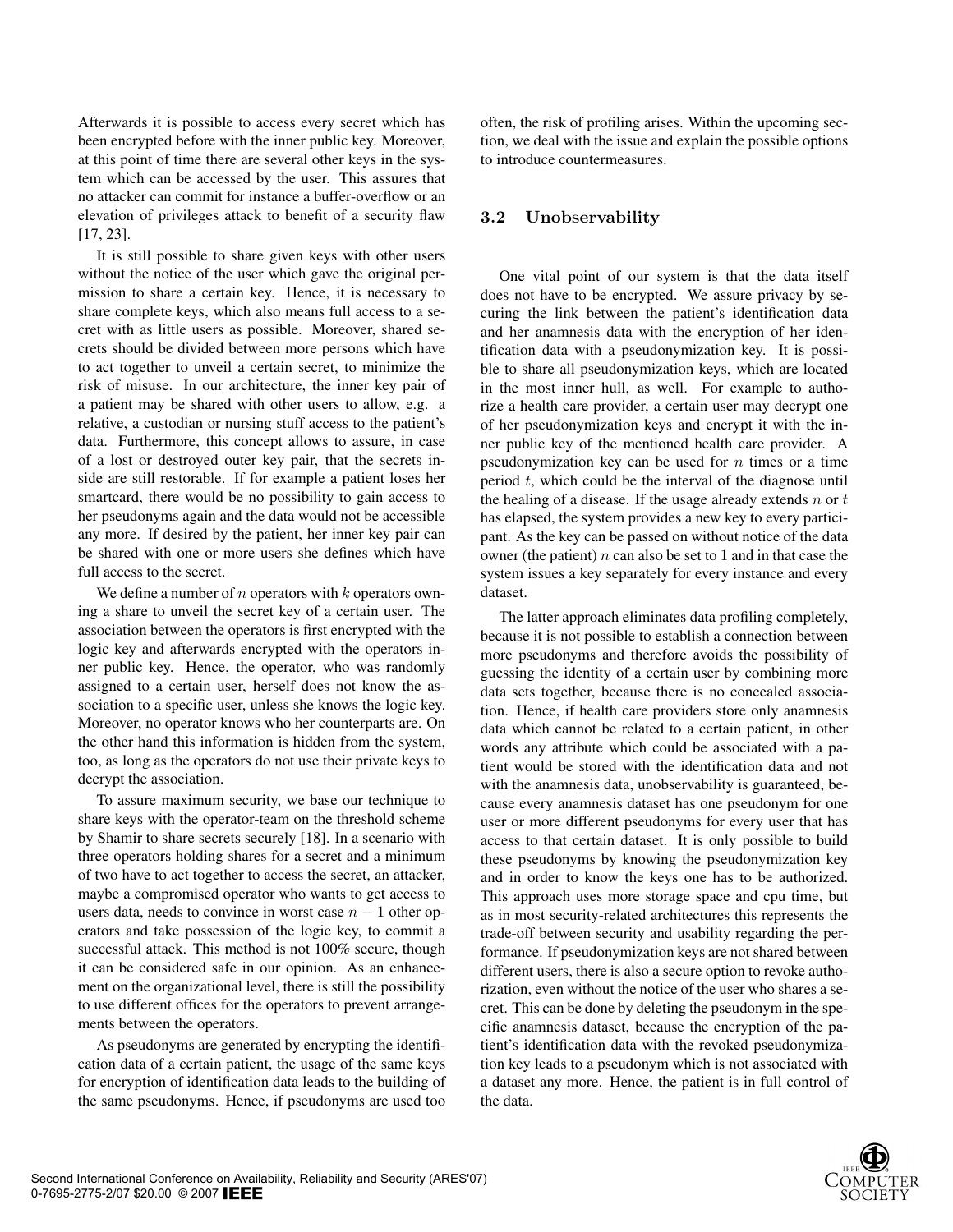Afterwards it is possible to access every secret which has been encrypted before with the inner public key. Moreover, at this point of time there are several other keys in the system which can be accessed by the user. This assures that no attacker can commit for instance a buffer-overflow or an elevation of privileges attack to benefit of a security flaw [17, 23].

It is still possible to share given keys with other users without the notice of the user which gave the original permission to share a certain key. Hence, it is necessary to share complete keys, which also means full access to a secret with as little users as possible. Moreover, shared secrets should be divided between more persons which have to act together to unveil a certain secret, to minimize the risk of misuse. In our architecture, the inner key pair of a patient may be shared with other users to allow, e.g. a relative, a custodian or nursing stuff access to the patient's data. Furthermore, this concept allows to assure, in case of a lost or destroyed outer key pair, that the secrets inside are still restorable. If for example a patient loses her smartcard, there would be no possibility to gain access to her pseudonyms again and the data would not be accessible any more. If desired by the patient, her inner key pair can be shared with one or more users she defines which have full access to the secret.

We define a number of $n$ operators with $k$ operators owning a share to unveil the secret key of a certain user. The association between the operators is first encrypted with the logic key and afterwards encrypted with the operators inner public key. Hence, the operator, who was randomly assigned to a certain user, herself does not know the association to a specific user, unless she knows the logic key. Moreover, no operator knows who her counterparts are. On the other hand this information is hidden from the system, too, as long as the operators do not use their private keys to decrypt the association.

To assure maximum security, we base our technique to share keys with the operator-team on the threshold scheme by Shamir to share secrets securely [18]. In a scenario with three operators holding shares for a secret and a minimum of two have to act together to access the secret, an attacker, maybe a compromised operator who wants to get access to users data, needs to convince in worst case $n-1$ other operators and take possession of the logic key, to commit a successful attack. This method is not 100% secure, though it can be considered safe in our opinion. As an enhancement on the organizational level, there is still the possibility to use different offices for the operators to prevent arrangements between the operators.

As pseudonyms are generated by encrypting the identification data of a certain patient, the usage of the same keys for encryption of identification data leads to the building of the same pseudonyms. Hence, if pseudonyms are used too often, the risk of profiling arises. Within the upcoming section, we deal with the issue and explain the possible options to introduce countermeasures.

### 3.2 Unobservability

One vital point of our system is that the data itself does not have to be encrypted. We assure privacy by securing the link between the patient's identification data and her anamnesis data with the encryption of her identification data with a pseudonymization key. It is possible to share all pseudonymization keys, which are located in the most inner hull, as well. For example to authorize a health care provider, a certain user may decrypt one of her pseudonymization keys and encrypt it with the inner public key of the mentioned health care provider. A pseudonymization key can be used for $n$ times or a time period $t$, which could be the interval of the diagnose until the healing of a disease. If the usage already extends $n$ or $t$ has elapsed, the system provides a new key to every participant. As the key can be passed on without notice of the data owner (the patient) $n$ can also be set to 1 and in that case the system issues a key separately for every instance and every dataset.

The latter approach eliminates data profiling completely, because it is not possible to establish a connection between more pseudonyms and therefore avoids the possibility of guessing the identity of a certain user by combining more data sets together, because there is no concealed association. Hence, if health care providers store only anamnesis data which cannot be related to a certain patient, in other words any attribute which could be associated with a patient would be stored with the identification data and not with the anamnesis data, unobservability is guaranteed, because every anamnesis dataset has one pseudonym for one user or more different pseudonyms for every user that has access to that certain dataset. It is only possible to build these pseudonyms by knowing the pseudonymization key and in order to know the keys one has to be authorized. This approach uses more storage space and cpu time, but as in most security-related architectures this represents the trade-off between security and usability regarding the performance. If pseudonymization keys are not shared between different users, there is also a secure option to revoke authorization, even without the notice of the user who shares a secret. This can be done by deleting the pseudonym in the specific anamnesis dataset, because the encryption of the patient's identification data with the revoked pseudonymization key leads to a pseudonym which is not associated with a dataset any more. Hence, the patient is in full control of the data.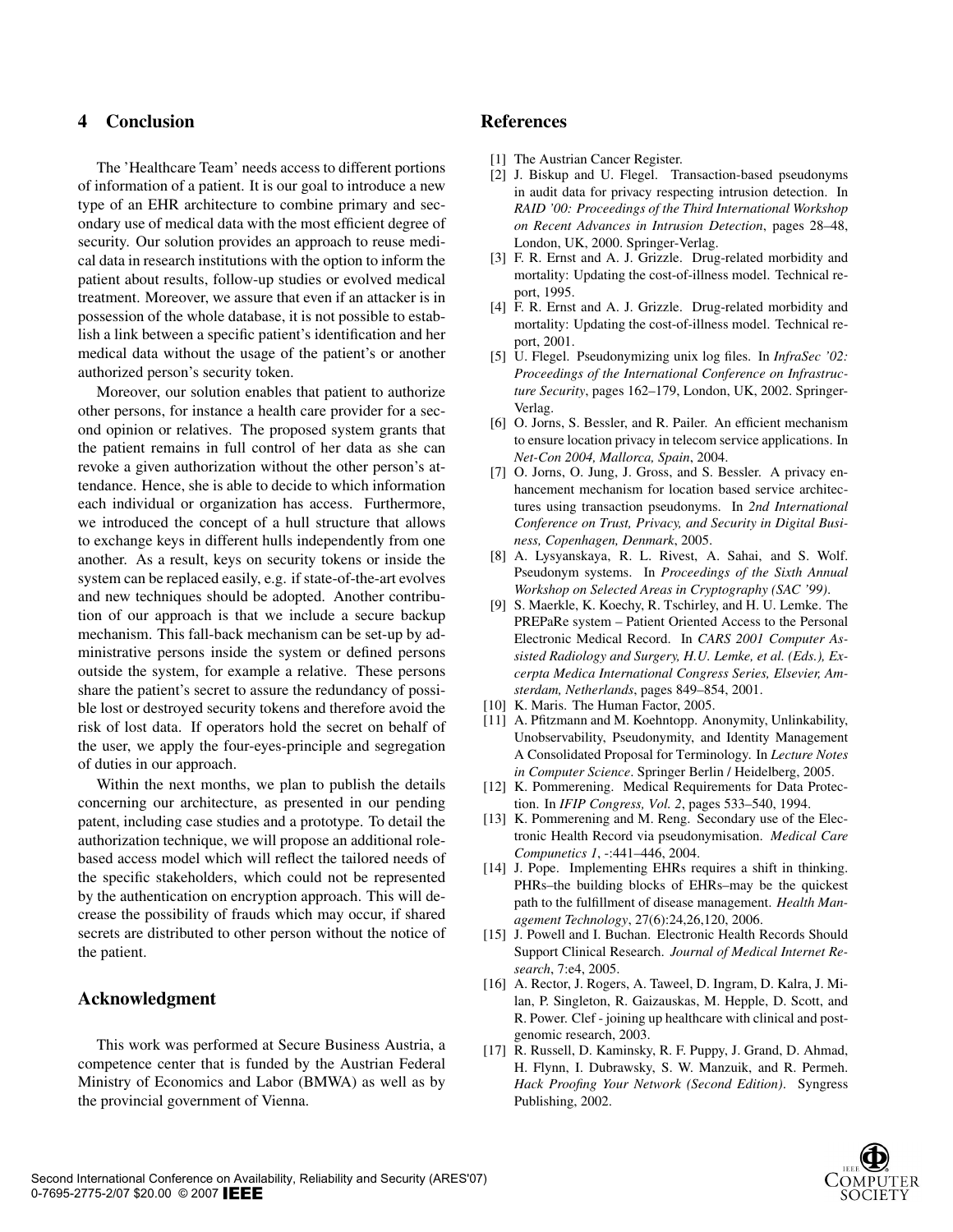## 4 Conclusion

The 'Healthcare Team' needs access to different portions of information of a patient. It is our goal to introduce a new type of an EHR architecture to combine primary and secondary use of medical data with the most efficient degree of security. Our solution provides an approach to reuse medical data in research institutions with the option to inform the patient about results, follow-up studies or evolved medical treatment. Moreover, we assure that even if an attacker is in possession of the whole database, it is not possible to establish a link between a specific patient's identification and her medical data without the usage of the patient's or another authorized person's security token.

Moreover, our solution enables that patient to authorize other persons, for instance a health care provider for a second opinion or relatives. The proposed system grants that the patient remains in full control of her data as she can revoke a given authorization without the other person's attendance. Hence, she is able to decide to which information each individual or organization has access. Furthermore, we introduced the concept of a hull structure that allows to exchange keys in different hulls independently from one another. As a result, keys on security tokens or inside the system can be replaced easily, e.g. if state-of-the-art evolves and new techniques should be adopted. Another contribution of our approach is that we include a secure backup mechanism. This fall-back mechanism can be set-up by administrative persons inside the system or defined persons outside the system, for example a relative. These persons share the patient's secret to assure the redundancy of possible lost or destroyed security tokens and therefore avoid the risk of lost data. If operators hold the secret on behalf of the user, we apply the four-eyes-principle and segregation of duties in our approach.

Within the next months, we plan to publish the details concerning our architecture, as presented in our pending patent, including case studies and a prototype. To detail the authorization technique, we will propose an additional role-based access model which will reflect the tailored needs of the specific stakeholders, which could not be represented by the authentication on encryption approach. This will decrease the possibility of frauds which may occur, if shared secrets are distributed to other person without the notice of the patient.

## Acknowledgment

This work was performed at Secure Business Austria, a competence center that is funded by the Austrian Federal Ministry of Economics and Labor (BMWA) as well as by the provincial government of Vienna.

## References

[1] The Austrian Cancer Register.

[2] J. Biskup and U. Flegel. Transaction-based pseudonyms in audit data for privacy respecting intrusion detection. In *RAID '00: Proceedings of the Third International Workshop on Recent Advances in Intrusion Detection*, pages 28–48, London, UK, 2000. Springer-Verlag.

[3] F. R. Ernst and A. J. Grizzle. Drug-related morbidity and mortality: Updating the cost-of-illness model. Technical report, 1995.

[4] F. R. Ernst and A. J. Grizzle. Drug-related morbidity and mortality: Updating the cost-of-illness model. Technical report, 2001.

[5] U. Flegel. Pseudonymizing unix log files. In *InfraSec '02: Proceedings of the International Conference on Infrastructure Security*, pages 162–179, London, UK, 2002. Springer-Verlag.

[6] O. Jorns, S. Bessler, and R. Pailer. An efficient mechanism to ensure location privacy in telecom service applications. In *Net-Con 2004, Mallorca, Spain*, 2004.

[7] O. Jorns, O. Jung, J. Gross, and S. Bessler. A privacy enhancement mechanism for location based service architectures using transaction pseudonyms. In *2nd International Conference on Trust, Privacy, and Security in Digital Business, Copenhagen, Denmark*, 2005.

[8] A. Lysyanskaya, R. L. Rivest, A. Sahai, and S. Wolf. Pseudonym systems. In *Proceedings of the Sixth Annual Workshop on Selected Areas in Cryptography (SAC '99)*.

[9] S. Maerkle, K. Koechy, R. Tschirley, and H. U. Lemke. The PREPaRe system – Patient Oriented Access to the Personal Electronic Medical Record. In *CARS 2001 Computer Assisted Radiology and Surgery, H.U. Lemke, et al. (Eds.), Excerpta Medica International Congress Series, Elsevier, Amsterdam, Netherlands*, pages 849–854, 2001.

[10] K. Maris. The Human Factor, 2005.

[11] A. Pfitzmann and M. Koehntopp. Anonymity, Unlinkability, Unobservability, Pseudonymity, and Identity Management A Consolidated Proposal for Terminology. In *Lecture Notes in Computer Science*. Springer Berlin / Heidelberg, 2005.

[12] K. Pommerening. Medical Requirements for Data Protection. In *IFIP Congress, Vol. 2*, pages 533–540, 1994.

[13] K. Pommerening and M. Reng. Secondary use of the Electronic Health Record via pseudonymisation. *Medical Care Compunetics 1*, -:441–446, 2004.

[14] J. Pope. Implementing EHRs requires a shift in thinking. PHRs–the building blocks of EHRs–may be the quickest path to the fulfillment of disease management. *Health Management Technology*, 27(6):24,26,120, 2006.

[15] J. Powell and I. Buchan. Electronic Health Records Should Support Clinical Research. *Journal of Medical Internet Research*, 7:e4, 2005.

[16] A. Rector, J. Rogers, A. Taweel, D. Ingram, D. Kalra, J. Milan, P. Singleton, R. Gaizauskas, M. Hepple, D. Scott, and R. Power. Clef - joining up healthcare with clinical and post-genomic research, 2003.

[17] R. Russell, D. Kaminsky, R. F. Puppy, J. Grand, D. Ahmad, H. Flynn, I. Dubrawsky, S. W. Manzuik, and R. Permeh. *Hack Proofing Your Network (Second Edition)*. Syngress Publishing, 2002.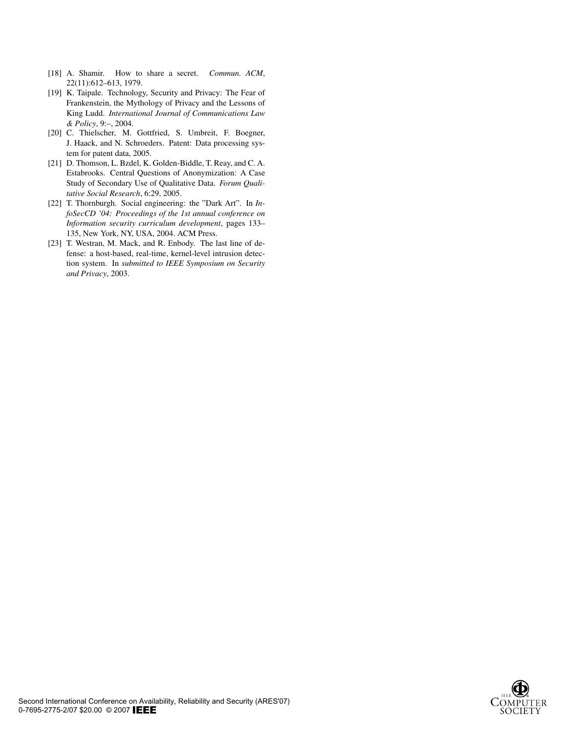[18] A. Shamir. How to share a secret. *Commun. ACM*, 22(11):612–613, 1979.

[19] K. Taipale. Technology, Security and Privacy: The Fear of Frankenstein, the Mythology of Privacy and the Lessons of King Ludd. *International Journal of Communications Law & Policy*, 9:–, 2004.

[20] C. Thielscher, M. Gottfried, S. Umbreit, F. Boegner, J. Haack, and N. Schroeders. Patent: Data processing system for patent data, 2005.

[21] D. Thomson, L. Bzdel, K. Golden-Biddle, T. Reay, and C. A. Estabrooks. Central Questions of Anonymization: A Case Study of Secondary Use of Qualitative Data. *Forum Qualitative Social Research*, 6:29, 2005.

[22] T. Thornburgh. Social engineering: the "Dark Art". In *InfoSecCD '04: Proceedings of the 1st annual conference on Information security curriculum development*, pages 133–135, New York, NY, USA, 2004. ACM Press.

[23] T. Westran, M. Mack, and R. Enbody. The last line of defense: a host-based, real-time, kernel-level intrusion detection system. In *submitted to IEEE Symposium on Security and Privacy*, 2003.